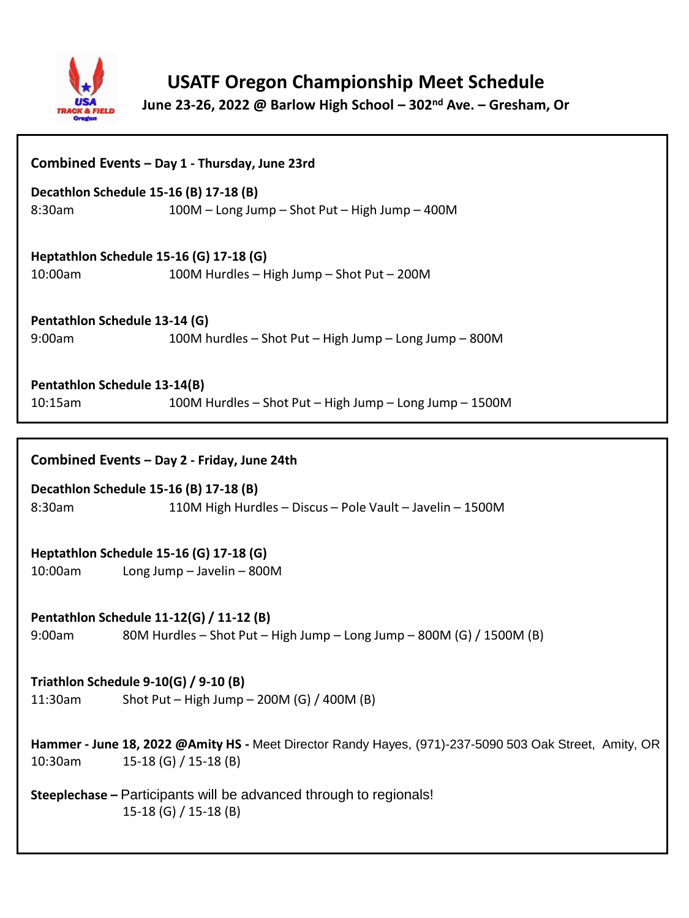# USATF Oregon Championship Meet Schedule

**June 23-26, 2022 @ Barlow High School – 302nd Ave. – Gresham, Or**

## Combined Events – Day 1 - Thursday, June 23rd

**Decathlon Schedule 15-16 (B) 17-18 (B)**
8:30am 100M – Long Jump – Shot Put – High Jump – 400M

**Heptathlon Schedule 15-16 (G) 17-18 (G)**
10:00am 100M Hurdles – High Jump – Shot Put – 200M

**Pentathlon Schedule 13-14 (G)**
9:00am 100M hurdles – Shot Put – High Jump – Long Jump – 800M

**Pentathlon Schedule 13-14(B)**
10:15am 100M Hurdles – Shot Put – High Jump – Long Jump – 1500M

## Combined Events – Day 2 - Friday, June 24th

**Decathlon Schedule 15-16 (B) 17-18 (B)**
8:30am 110M High Hurdles – Discus – Pole Vault – Javelin – 1500M

**Heptathlon Schedule 15-16 (G) 17-18 (G)**
10:00am Long Jump – Javelin – 800M

**Pentathlon Schedule 11-12(G) / 11-12 (B)**
9:00am 80M Hurdles – Shot Put – High Jump – Long Jump – 800M (G) / 1500M (B)

**Triathlon Schedule 9-10(G) / 9-10 (B)**
11:30am Shot Put – High Jump – 200M (G) / 400M (B)

**Hammer - June 18, 2022 @Amity HS -** Meet Director Randy Hayes, (971)-237-5090 503 Oak Street, Amity, OR
10:30am 15-18 (G) / 15-18 (B)

**Steeplechase –** Participants will be advanced through to regionals!
15-18 (G) / 15-18 (B)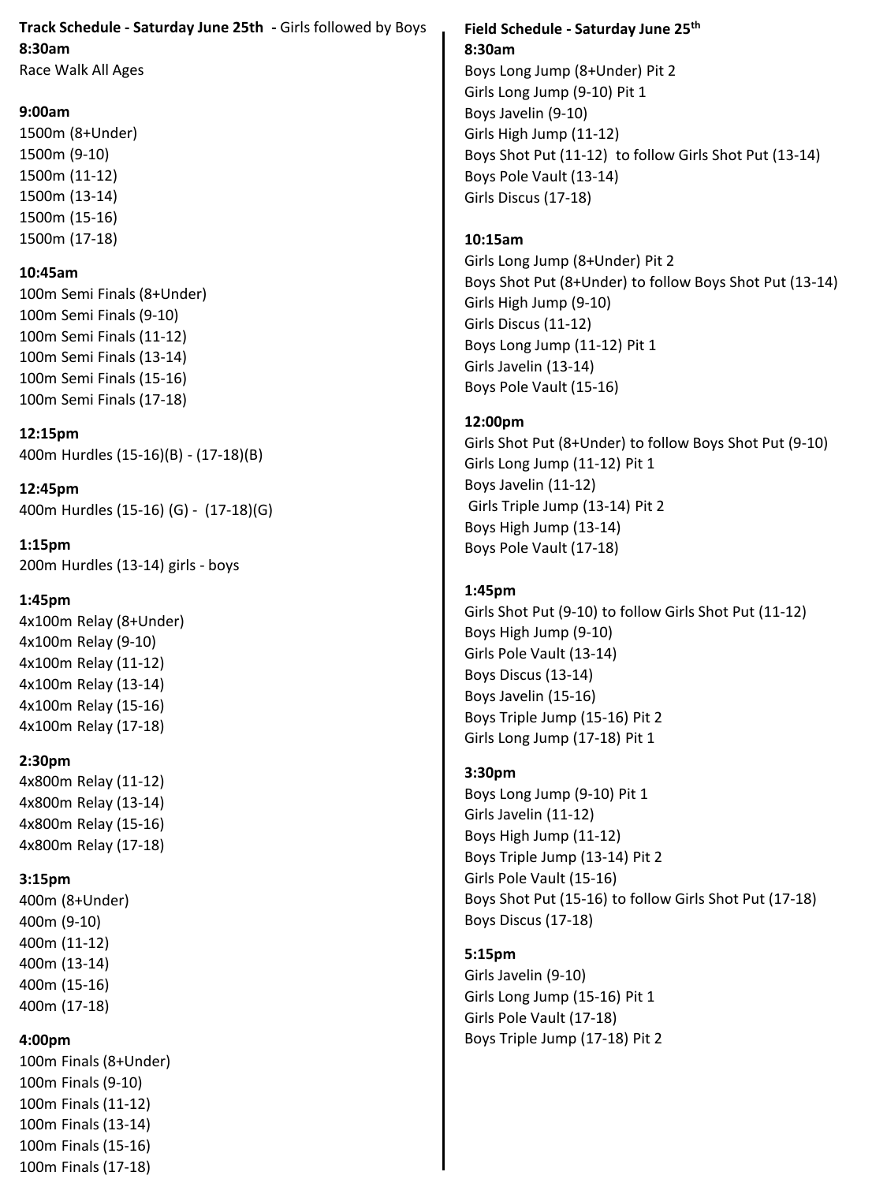**Track Schedule - Saturday June 25th -** Girls followed by Boys

**8:30am**
Race Walk All Ages

**9:00am**
1500m (8+Under)
1500m (9-10)
1500m (11-12)
1500m (13-14)
1500m (15-16)
1500m (17-18)

**10:45am**
100m Semi Finals (8+Under)
100m Semi Finals (9-10)
100m Semi Finals (11-12)
100m Semi Finals (13-14)
100m Semi Finals (15-16)
100m Semi Finals (17-18)

**12:15pm**
400m Hurdles (15-16)(B) - (17-18)(B)

**12:45pm**
400m Hurdles (15-16) (G) - (17-18)(G)

**1:15pm**
200m Hurdles (13-14) girls - boys

**1:45pm**
4x100m Relay (8+Under)
4x100m Relay (9-10)
4x100m Relay (11-12)
4x100m Relay (13-14)
4x100m Relay (15-16)
4x100m Relay (17-18)

**2:30pm**
4x800m Relay (11-12)
4x800m Relay (13-14)
4x800m Relay (15-16)
4x800m Relay (17-18)

**3:15pm**
400m (8+Under)
400m (9-10)
400m (11-12)
400m (13-14)
400m (15-16)
400m (17-18)

**4:00pm**
100m Finals (8+Under)
100m Finals (9-10)
100m Finals (11-12)
100m Finals (13-14)
100m Finals (15-16)
100m Finals (17-18)

**Field Schedule - Saturday June 25th**

**8:30am**
Boys Long Jump (8+Under) Pit 2
Girls Long Jump (9-10) Pit 1
Boys Javelin (9-10)
Girls High Jump (11-12)
Boys Shot Put (11-12) to follow Girls Shot Put (13-14)
Boys Pole Vault (13-14)
Girls Discus (17-18)

**10:15am**
Girls Long Jump (8+Under) Pit 2
Boys Shot Put (8+Under) to follow Boys Shot Put (13-14)
Girls High Jump (9-10)
Girls Discus (11-12)
Boys Long Jump (11-12) Pit 1
Girls Javelin (13-14)
Boys Pole Vault (15-16)

**12:00pm**
Girls Shot Put (8+Under) to follow Boys Shot Put (9-10)
Girls Long Jump (11-12) Pit 1
Boys Javelin (11-12)
Girls Triple Jump (13-14) Pit 2
Boys High Jump (13-14)
Boys Pole Vault (17-18)

**1:45pm**
Girls Shot Put (9-10) to follow Girls Shot Put (11-12)
Boys High Jump (9-10)
Girls Pole Vault (13-14)
Boys Discus (13-14)
Boys Javelin (15-16)
Boys Triple Jump (15-16) Pit 2
Girls Long Jump (17-18) Pit 1

**3:30pm**
Boys Long Jump (9-10) Pit 1
Girls Javelin (11-12)
Boys High Jump (11-12)
Boys Triple Jump (13-14) Pit 2
Girls Pole Vault (15-16)
Boys Shot Put (15-16) to follow Girls Shot Put (17-18)
Boys Discus (17-18)

**5:15pm**
Girls Javelin (9-10)
Girls Long Jump (15-16) Pit 1
Girls Pole Vault (17-18)
Boys Triple Jump (17-18) Pit 2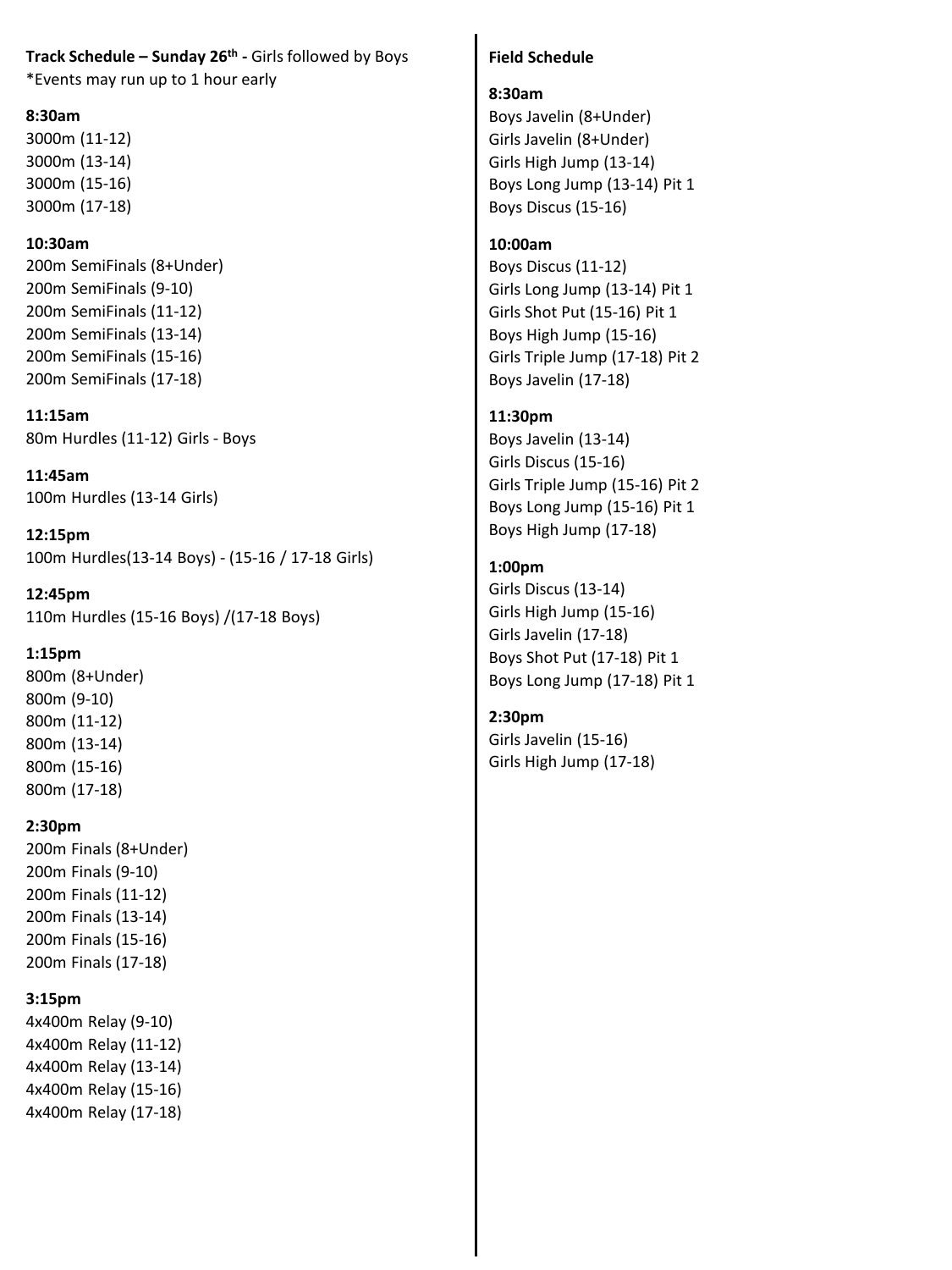**Track Schedule – Sunday 26th -** Girls followed by Boys
*Events may run up to 1 hour early

**8:30am**
3000m (11-12)
3000m (13-14)
3000m (15-16)
3000m (17-18)

**10:30am**
200m SemiFinals (8+Under)
200m SemiFinals (9-10)
200m SemiFinals (11-12)
200m SemiFinals (13-14)
200m SemiFinals (15-16)
200m SemiFinals (17-18)

**11:15am**
80m Hurdles (11-12) Girls - Boys

**11:45am**
100m Hurdles (13-14 Girls)

**12:15pm**
100m Hurdles(13-14 Boys) - (15-16 / 17-18 Girls)

**12:45pm**
110m Hurdles (15-16 Boys) /(17-18 Boys)

**1:15pm**
800m (8+Under)
800m (9-10)
800m (11-12)
800m (13-14)
800m (15-16)
800m (17-18)

**2:30pm**
200m Finals (8+Under)
200m Finals (9-10)
200m Finals (11-12)
200m Finals (13-14)
200m Finals (15-16)
200m Finals (17-18)

**3:15pm**
4x400m Relay (9-10)
4x400m Relay (11-12)
4x400m Relay (13-14)
4x400m Relay (15-16)
4x400m Relay (17-18)

**Field Schedule**

**8:30am**
Boys Javelin (8+Under)
Girls Javelin (8+Under)
Girls High Jump (13-14)
Boys Long Jump (13-14) Pit 1
Boys Discus (15-16)

**10:00am**
Boys Discus (11-12)
Girls Long Jump (13-14) Pit 1
Girls Shot Put (15-16) Pit 1
Boys High Jump (15-16)
Girls Triple Jump (17-18) Pit 2
Boys Javelin (17-18)

**11:30pm**
Boys Javelin (13-14)
Girls Discus (15-16)
Girls Triple Jump (15-16) Pit 2
Boys Long Jump (15-16) Pit 1
Boys High Jump (17-18)

**1:00pm**
Girls Discus (13-14)
Girls High Jump (15-16)
Girls Javelin (17-18)
Boys Shot Put (17-18) Pit 1
Boys Long Jump (17-18) Pit 1

**2:30pm**
Girls Javelin (15-16)
Girls High Jump (17-18)